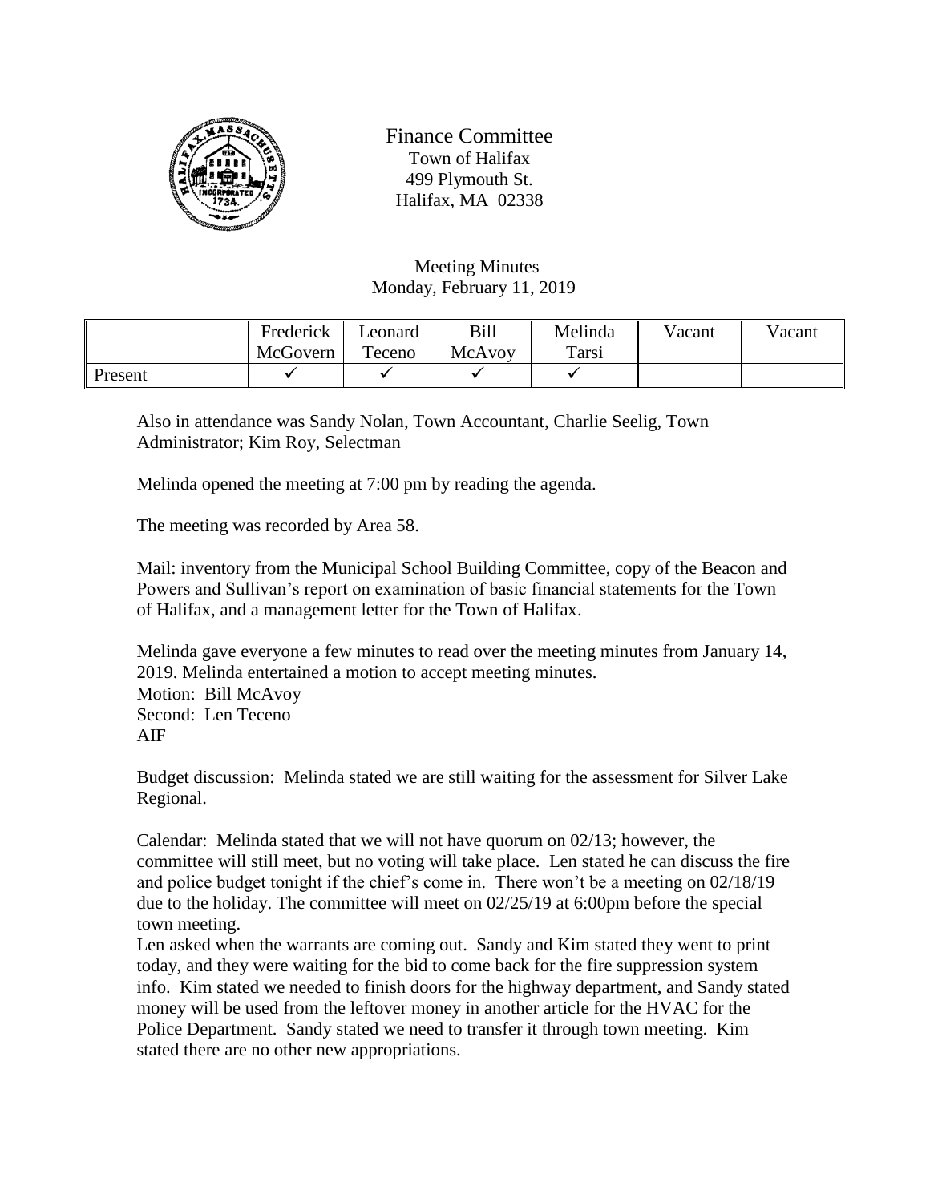Finance Committee
Town of Halifax
499 Plymouth St.
Halifax, MA 02338

Meeting Minutes
Monday, February 11, 2019

| | | Frederick McGovern | Leonard Teceno | Bill McAvoy | Melinda Tarsi | Vacant | Vacant |
|---|---|---|---|---|---|---|---|
| Present | | ✓ | ✓ | ✓ | ✓ | | |

Also in attendance was Sandy Nolan, Town Accountant, Charlie Seelig, Town Administrator; Kim Roy, Selectman

Melinda opened the meeting at 7:00 pm by reading the agenda.

The meeting was recorded by Area 58.

Mail: inventory from the Municipal School Building Committee, copy of the Beacon and Powers and Sullivan's report on examination of basic financial statements for the Town of Halifax, and a management letter for the Town of Halifax.

Melinda gave everyone a few minutes to read over the meeting minutes from January 14, 2019. Melinda entertained a motion to accept meeting minutes.
Motion: Bill McAvoy
Second: Len Teceno
AIF

Budget discussion: Melinda stated we are still waiting for the assessment for Silver Lake Regional.

Calendar: Melinda stated that we will not have quorum on 02/13; however, the committee will still meet, but no voting will take place. Len stated he can discuss the fire and police budget tonight if the chief's come in. There won't be a meeting on 02/18/19 due to the holiday. The committee will meet on 02/25/19 at 6:00pm before the special town meeting.
Len asked when the warrants are coming out. Sandy and Kim stated they went to print today, and they were waiting for the bid to come back for the fire suppression system info. Kim stated we needed to finish doors for the highway department, and Sandy stated money will be used from the leftover money in another article for the HVAC for the Police Department. Sandy stated we need to transfer it through town meeting. Kim stated there are no other new appropriations.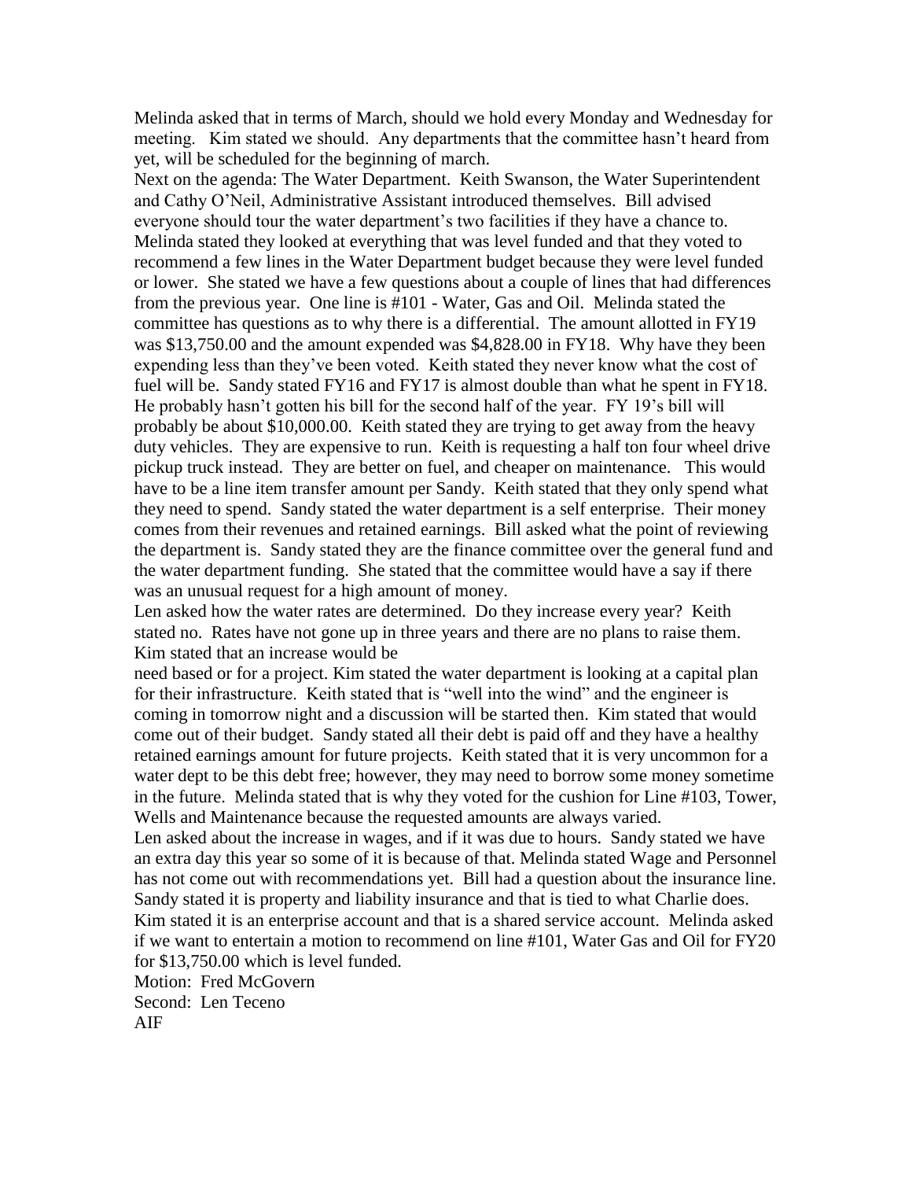Melinda asked that in terms of March, should we hold every Monday and Wednesday for meeting. Kim stated we should. Any departments that the committee hasn't heard from yet, will be scheduled for the beginning of march.

Next on the agenda: The Water Department. Keith Swanson, the Water Superintendent and Cathy O'Neil, Administrative Assistant introduced themselves. Bill advised everyone should tour the water department's two facilities if they have a chance to. Melinda stated they looked at everything that was level funded and that they voted to recommend a few lines in the Water Department budget because they were level funded or lower. She stated we have a few questions about a couple of lines that had differences from the previous year. One line is #101 - Water, Gas and Oil. Melinda stated the committee has questions as to why there is a differential. The amount allotted in FY19 was $13,750.00 and the amount expended was $4,828.00 in FY18. Why have they been expending less than they've been voted. Keith stated they never know what the cost of fuel will be. Sandy stated FY16 and FY17 is almost double than what he spent in FY18. He probably hasn't gotten his bill for the second half of the year. FY 19's bill will probably be about $10,000.00. Keith stated they are trying to get away from the heavy duty vehicles. They are expensive to run. Keith is requesting a half ton four wheel drive pickup truck instead. They are better on fuel, and cheaper on maintenance. This would have to be a line item transfer amount per Sandy. Keith stated that they only spend what they need to spend. Sandy stated the water department is a self enterprise. Their money comes from their revenues and retained earnings. Bill asked what the point of reviewing the department is. Sandy stated they are the finance committee over the general fund and the water department funding. She stated that the committee would have a say if there was an unusual request for a high amount of money.

Len asked how the water rates are determined. Do they increase every year? Keith stated no. Rates have not gone up in three years and there are no plans to raise them. Kim stated that an increase would be need based or for a project. Kim stated the water department is looking at a capital plan for their infrastructure. Keith stated that is "well into the wind" and the engineer is coming in tomorrow night and a discussion will be started then. Kim stated that would come out of their budget. Sandy stated all their debt is paid off and they have a healthy retained earnings amount for future projects. Keith stated that it is very uncommon for a water dept to be this debt free; however, they may need to borrow some money sometime in the future. Melinda stated that is why they voted for the cushion for Line #103, Tower, Wells and Maintenance because the requested amounts are always varied.

Len asked about the increase in wages, and if it was due to hours. Sandy stated we have an extra day this year so some of it is because of that. Melinda stated Wage and Personnel has not come out with recommendations yet. Bill had a question about the insurance line. Sandy stated it is property and liability insurance and that is tied to what Charlie does. Kim stated it is an enterprise account and that is a shared service account. Melinda asked if we want to entertain a motion to recommend on line #101, Water Gas and Oil for FY20 for $13,750.00 which is level funded.

Motion: Fred McGovern
Second: Len Teceno
AIF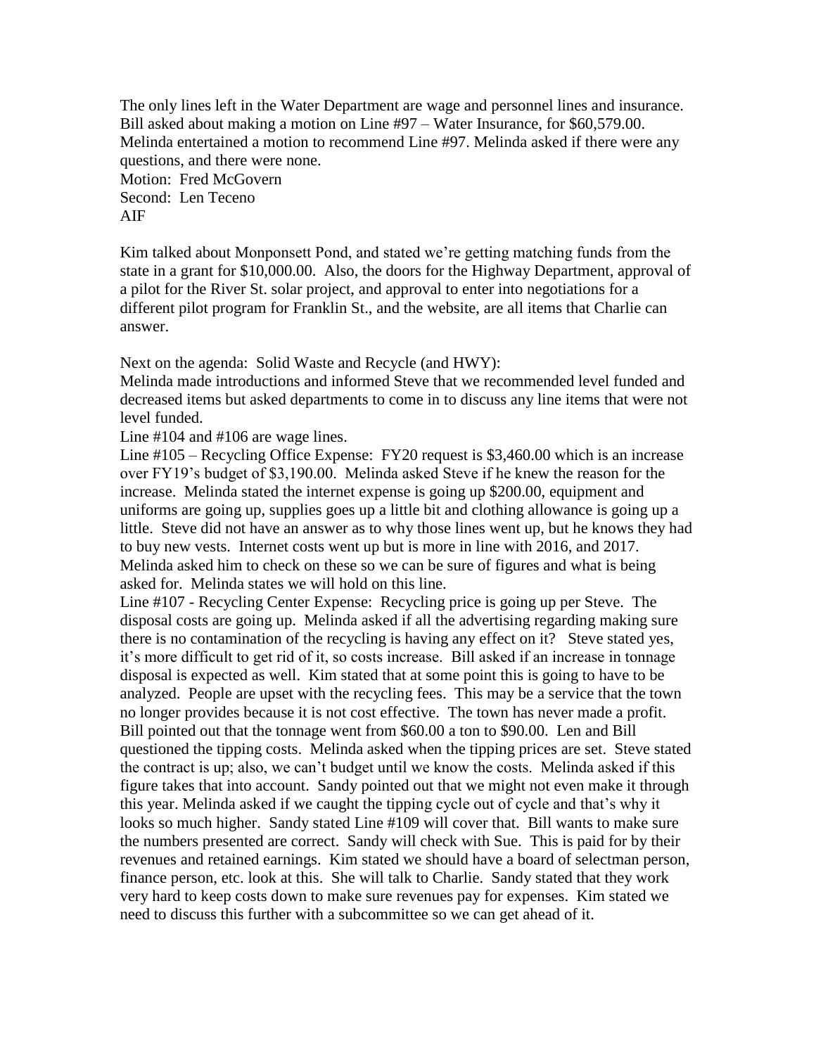The only lines left in the Water Department are wage and personnel lines and insurance. Bill asked about making a motion on Line #97 – Water Insurance, for $60,579.00. Melinda entertained a motion to recommend Line #97. Melinda asked if there were any questions, and there were none.
Motion: Fred McGovern
Second: Len Teceno
AIF

Kim talked about Monponsett Pond, and stated we're getting matching funds from the state in a grant for $10,000.00. Also, the doors for the Highway Department, approval of a pilot for the River St. solar project, and approval to enter into negotiations for a different pilot program for Franklin St., and the website, are all items that Charlie can answer.

Next on the agenda: Solid Waste and Recycle (and HWY):
Melinda made introductions and informed Steve that we recommended level funded and decreased items but asked departments to come in to discuss any line items that were not level funded.
Line #104 and #106 are wage lines.
Line #105 – Recycling Office Expense: FY20 request is $3,460.00 which is an increase over FY19's budget of $3,190.00. Melinda asked Steve if he knew the reason for the increase. Melinda stated the internet expense is going up $200.00, equipment and uniforms are going up, supplies goes up a little bit and clothing allowance is going up a little. Steve did not have an answer as to why those lines went up, but he knows they had to buy new vests. Internet costs went up but is more in line with 2016, and 2017. Melinda asked him to check on these so we can be sure of figures and what is being asked for. Melinda states we will hold on this line.
Line #107 - Recycling Center Expense: Recycling price is going up per Steve. The disposal costs are going up. Melinda asked if all the advertising regarding making sure there is no contamination of the recycling is having any effect on it? Steve stated yes, it's more difficult to get rid of it, so costs increase. Bill asked if an increase in tonnage disposal is expected as well. Kim stated that at some point this is going to have to be analyzed. People are upset with the recycling fees. This may be a service that the town no longer provides because it is not cost effective. The town has never made a profit. Bill pointed out that the tonnage went from $60.00 a ton to $90.00. Len and Bill questioned the tipping costs. Melinda asked when the tipping prices are set. Steve stated the contract is up; also, we can't budget until we know the costs. Melinda asked if this figure takes that into account. Sandy pointed out that we might not even make it through this year. Melinda asked if we caught the tipping cycle out of cycle and that's why it looks so much higher. Sandy stated Line #109 will cover that. Bill wants to make sure the numbers presented are correct. Sandy will check with Sue. This is paid for by their revenues and retained earnings. Kim stated we should have a board of selectman person, finance person, etc. look at this. She will talk to Charlie. Sandy stated that they work very hard to keep costs down to make sure revenues pay for expenses. Kim stated we need to discuss this further with a subcommittee so we can get ahead of it.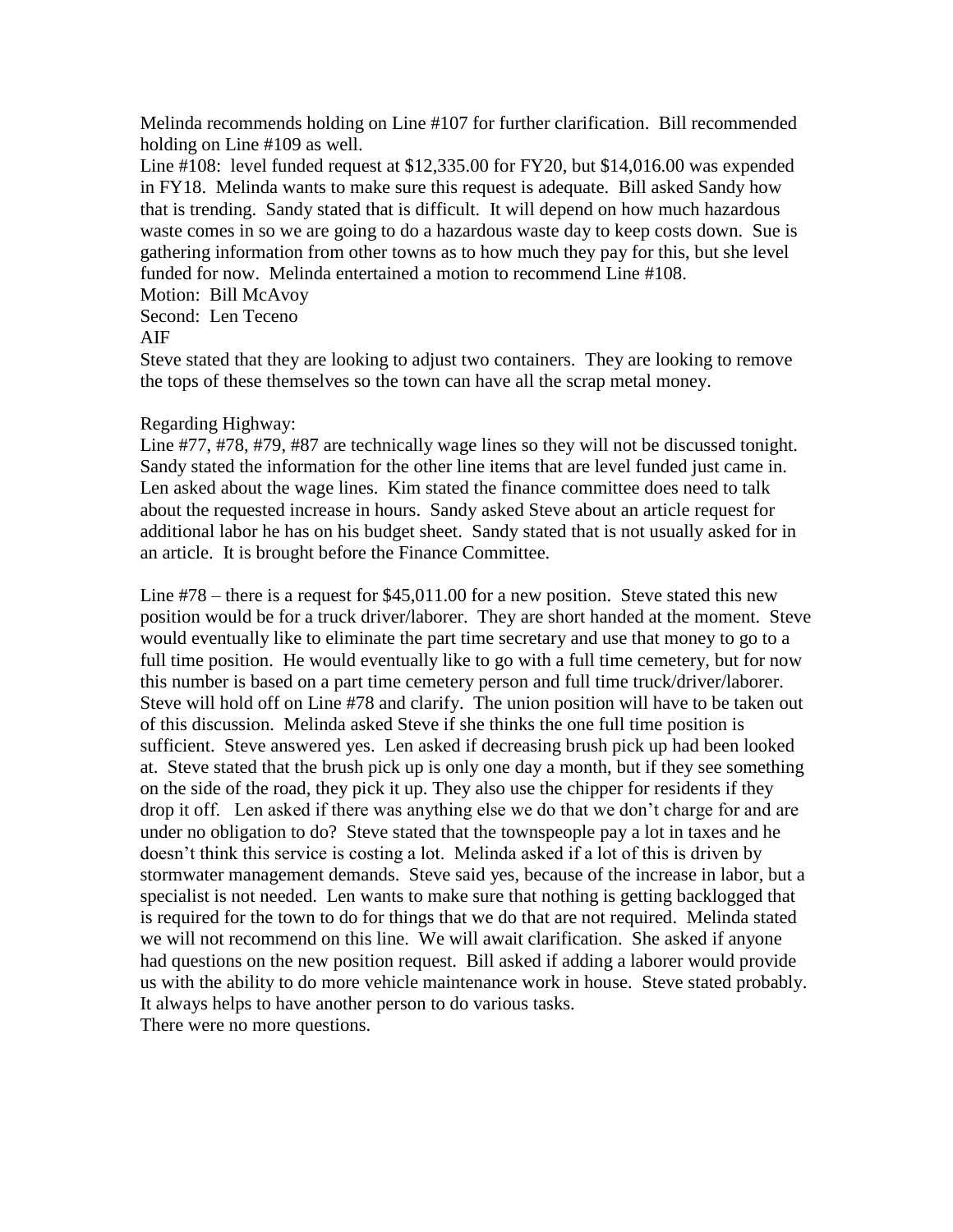Melinda recommends holding on Line #107 for further clarification. Bill recommended holding on Line #109 as well.

Line #108: level funded request at $12,335.00 for FY20, but $14,016.00 was expended in FY18. Melinda wants to make sure this request is adequate. Bill asked Sandy how that is trending. Sandy stated that is difficult. It will depend on how much hazardous waste comes in so we are going to do a hazardous waste day to keep costs down. Sue is gathering information from other towns as to how much they pay for this, but she level funded for now. Melinda entertained a motion to recommend Line #108.

Motion: Bill McAvoy
Second: Len Teceno
AIF

Steve stated that they are looking to adjust two containers. They are looking to remove the tops of these themselves so the town can have all the scrap metal money.

Regarding Highway:

Line #77, #78, #79, #87 are technically wage lines so they will not be discussed tonight. Sandy stated the information for the other line items that are level funded just came in. Len asked about the wage lines. Kim stated the finance committee does need to talk about the requested increase in hours. Sandy asked Steve about an article request for additional labor he has on his budget sheet. Sandy stated that is not usually asked for in an article. It is brought before the Finance Committee.

Line #78 – there is a request for $45,011.00 for a new position. Steve stated this new position would be for a truck driver/laborer. They are short handed at the moment. Steve would eventually like to eliminate the part time secretary and use that money to go to a full time position. He would eventually like to go with a full time cemetery, but for now this number is based on a part time cemetery person and full time truck/driver/laborer. Steve will hold off on Line #78 and clarify. The union position will have to be taken out of this discussion. Melinda asked Steve if she thinks the one full time position is sufficient. Steve answered yes. Len asked if decreasing brush pick up had been looked at. Steve stated that the brush pick up is only one day a month, but if they see something on the side of the road, they pick it up. They also use the chipper for residents if they drop it off. Len asked if there was anything else we do that we don't charge for and are under no obligation to do? Steve stated that the townspeople pay a lot in taxes and he doesn't think this service is costing a lot. Melinda asked if a lot of this is driven by stormwater management demands. Steve said yes, because of the increase in labor, but a specialist is not needed. Len wants to make sure that nothing is getting backlogged that is required for the town to do for things that we do that are not required. Melinda stated we will not recommend on this line. We will await clarification. She asked if anyone had questions on the new position request. Bill asked if adding a laborer would provide us with the ability to do more vehicle maintenance work in house. Steve stated probably. It always helps to have another person to do various tasks.

There were no more questions.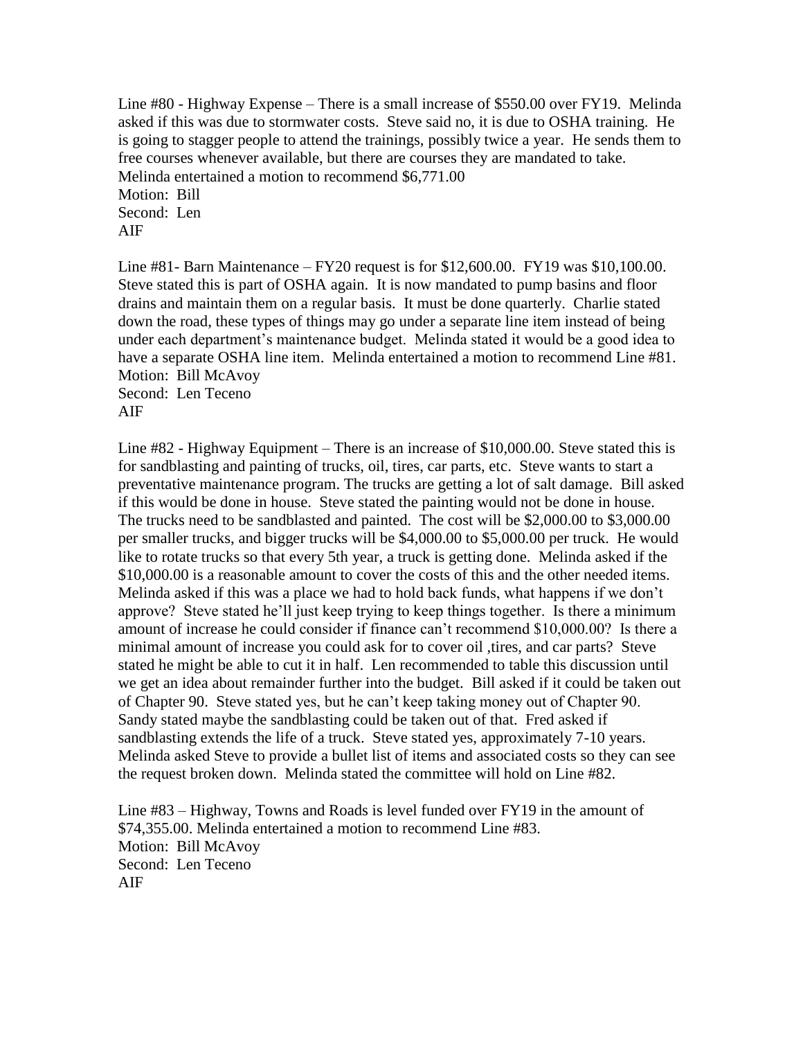Line #80 - Highway Expense – There is a small increase of $550.00 over FY19. Melinda asked if this was due to stormwater costs. Steve said no, it is due to OSHA training. He is going to stagger people to attend the trainings, possibly twice a year. He sends them to free courses whenever available, but there are courses they are mandated to take. Melinda entertained a motion to recommend $6,771.00
Motion: Bill
Second: Len
AIF

Line #81- Barn Maintenance – FY20 request is for $12,600.00. FY19 was $10,100.00. Steve stated this is part of OSHA again. It is now mandated to pump basins and floor drains and maintain them on a regular basis. It must be done quarterly. Charlie stated down the road, these types of things may go under a separate line item instead of being under each department's maintenance budget. Melinda stated it would be a good idea to have a separate OSHA line item. Melinda entertained a motion to recommend Line #81.
Motion: Bill McAvoy
Second: Len Teceno
AIF

Line #82 - Highway Equipment – There is an increase of $10,000.00. Steve stated this is for sandblasting and painting of trucks, oil, tires, car parts, etc. Steve wants to start a preventative maintenance program. The trucks are getting a lot of salt damage. Bill asked if this would be done in house. Steve stated the painting would not be done in house. The trucks need to be sandblasted and painted. The cost will be $2,000.00 to $3,000.00 per smaller trucks, and bigger trucks will be $4,000.00 to $5,000.00 per truck. He would like to rotate trucks so that every 5th year, a truck is getting done. Melinda asked if the $10,000.00 is a reasonable amount to cover the costs of this and the other needed items. Melinda asked if this was a place we had to hold back funds, what happens if we don't approve? Steve stated he'll just keep trying to keep things together. Is there a minimum amount of increase he could consider if finance can't recommend $10,000.00? Is there a minimal amount of increase you could ask for to cover oil ,tires, and car parts? Steve stated he might be able to cut it in half. Len recommended to table this discussion until we get an idea about remainder further into the budget. Bill asked if it could be taken out of Chapter 90. Steve stated yes, but he can't keep taking money out of Chapter 90. Sandy stated maybe the sandblasting could be taken out of that. Fred asked if sandblasting extends the life of a truck. Steve stated yes, approximately 7-10 years. Melinda asked Steve to provide a bullet list of items and associated costs so they can see the request broken down. Melinda stated the committee will hold on Line #82.

Line #83 – Highway, Towns and Roads is level funded over FY19 in the amount of $74,355.00. Melinda entertained a motion to recommend Line #83.
Motion: Bill McAvoy
Second: Len Teceno
AIF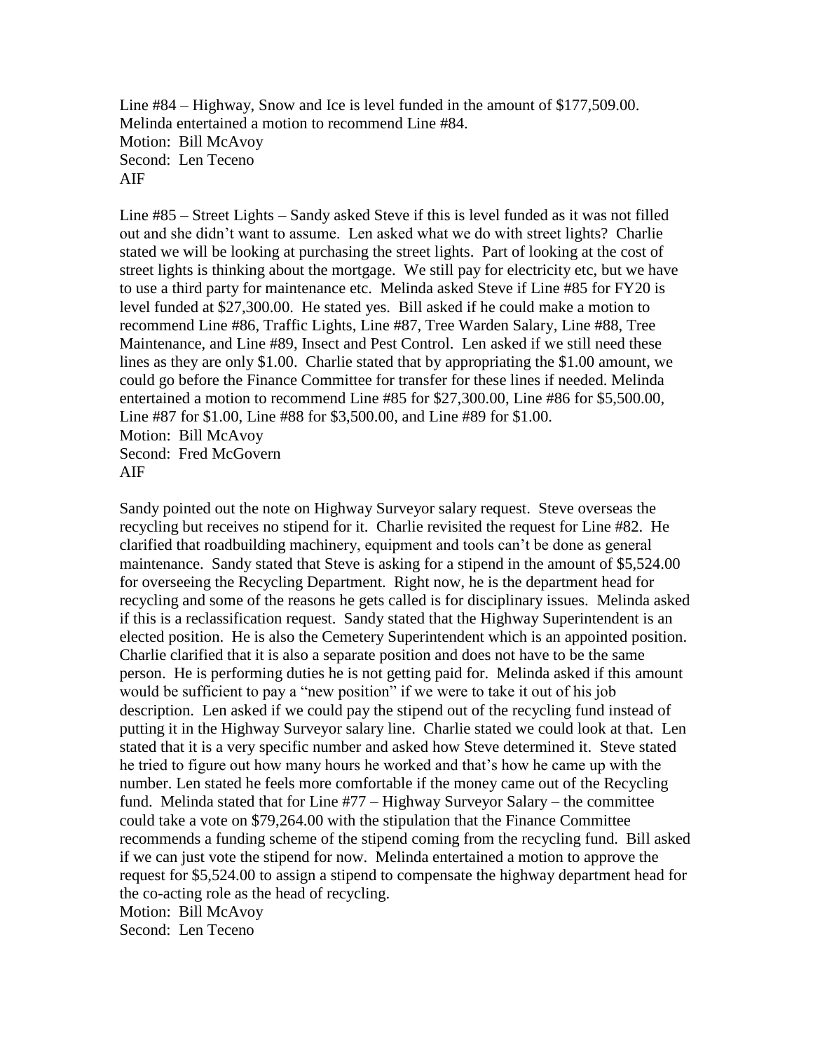Line #84 – Highway, Snow and Ice is level funded in the amount of $177,509.00. Melinda entertained a motion to recommend Line #84.
Motion: Bill McAvoy
Second: Len Teceno
AIF

Line #85 – Street Lights – Sandy asked Steve if this is level funded as it was not filled out and she didn't want to assume. Len asked what we do with street lights? Charlie stated we will be looking at purchasing the street lights. Part of looking at the cost of street lights is thinking about the mortgage. We still pay for electricity etc, but we have to use a third party for maintenance etc. Melinda asked Steve if Line #85 for FY20 is level funded at $27,300.00. He stated yes. Bill asked if he could make a motion to recommend Line #86, Traffic Lights, Line #87, Tree Warden Salary, Line #88, Tree Maintenance, and Line #89, Insect and Pest Control. Len asked if we still need these lines as they are only $1.00. Charlie stated that by appropriating the $1.00 amount, we could go before the Finance Committee for transfer for these lines if needed. Melinda entertained a motion to recommend Line #85 for $27,300.00, Line #86 for $5,500.00, Line #87 for $1.00, Line #88 for $3,500.00, and Line #89 for $1.00.
Motion: Bill McAvoy
Second: Fred McGovern
AIF

Sandy pointed out the note on Highway Surveyor salary request. Steve overseas the recycling but receives no stipend for it. Charlie revisited the request for Line #82. He clarified that roadbuilding machinery, equipment and tools can't be done as general maintenance. Sandy stated that Steve is asking for a stipend in the amount of $5,524.00 for overseeing the Recycling Department. Right now, he is the department head for recycling and some of the reasons he gets called is for disciplinary issues. Melinda asked if this is a reclassification request. Sandy stated that the Highway Superintendent is an elected position. He is also the Cemetery Superintendent which is an appointed position. Charlie clarified that it is also a separate position and does not have to be the same person. He is performing duties he is not getting paid for. Melinda asked if this amount would be sufficient to pay a "new position" if we were to take it out of his job description. Len asked if we could pay the stipend out of the recycling fund instead of putting it in the Highway Surveyor salary line. Charlie stated we could look at that. Len stated that it is a very specific number and asked how Steve determined it. Steve stated he tried to figure out how many hours he worked and that's how he came up with the number. Len stated he feels more comfortable if the money came out of the Recycling fund. Melinda stated that for Line #77 – Highway Surveyor Salary – the committee could take a vote on $79,264.00 with the stipulation that the Finance Committee recommends a funding scheme of the stipend coming from the recycling fund. Bill asked if we can just vote the stipend for now. Melinda entertained a motion to approve the request for $5,524.00 to assign a stipend to compensate the highway department head for the co-acting role as the head of recycling.
Motion: Bill McAvoy
Second: Len Teceno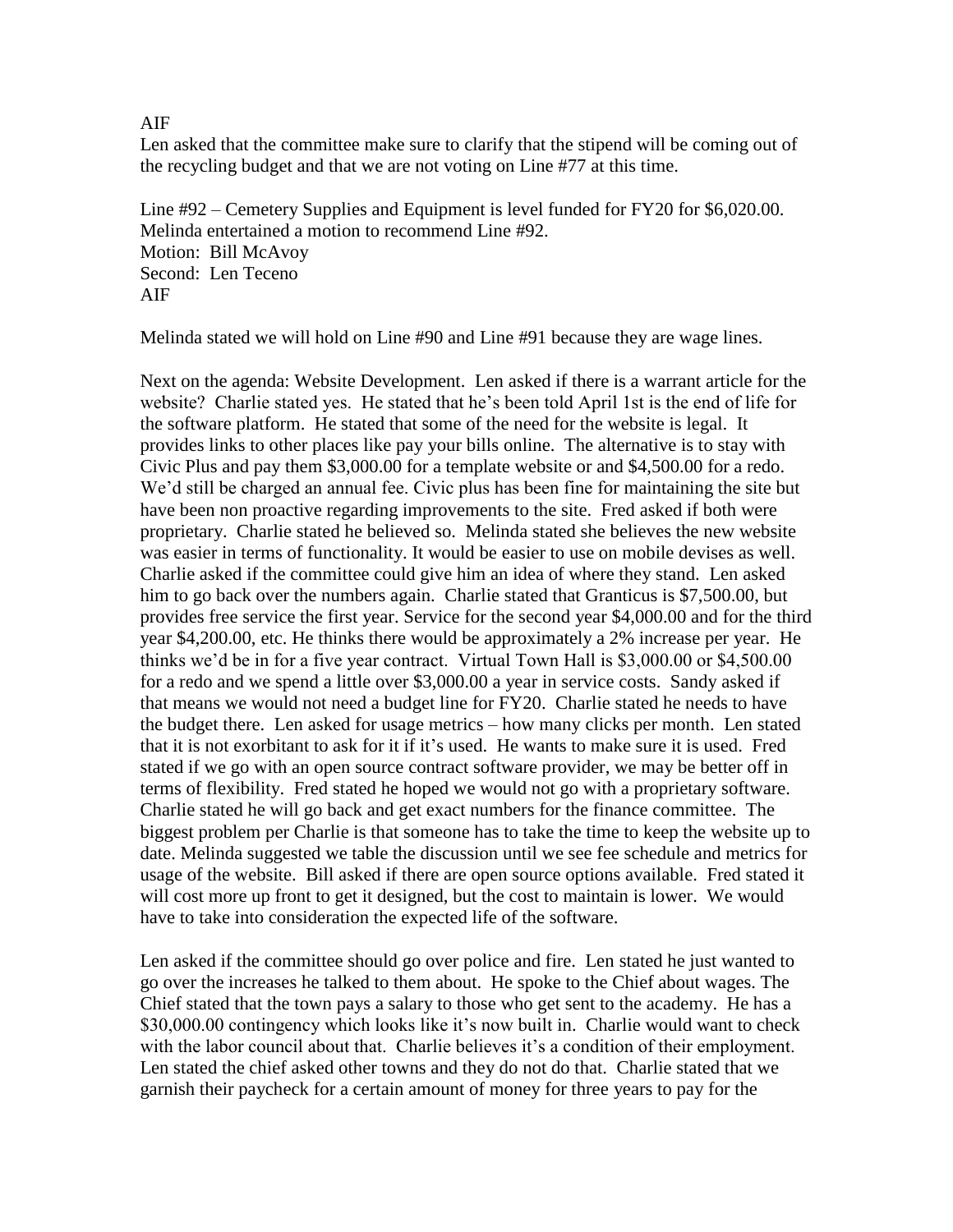AIF

Len asked that the committee make sure to clarify that the stipend will be coming out of the recycling budget and that we are not voting on Line #77 at this time.

Line #92 – Cemetery Supplies and Equipment is level funded for FY20 for $6,020.00. Melinda entertained a motion to recommend Line #92.
Motion: Bill McAvoy
Second: Len Teceno
AIF

Melinda stated we will hold on Line #90 and Line #91 because they are wage lines.

Next on the agenda: Website Development. Len asked if there is a warrant article for the website? Charlie stated yes. He stated that he's been told April 1st is the end of life for the software platform. He stated that some of the need for the website is legal. It provides links to other places like pay your bills online. The alternative is to stay with Civic Plus and pay them $3,000.00 for a template website or and $4,500.00 for a redo. We'd still be charged an annual fee. Civic plus has been fine for maintaining the site but have been non proactive regarding improvements to the site. Fred asked if both were proprietary. Charlie stated he believed so. Melinda stated she believes the new website was easier in terms of functionality. It would be easier to use on mobile devises as well. Charlie asked if the committee could give him an idea of where they stand. Len asked him to go back over the numbers again. Charlie stated that Granticus is $7,500.00, but provides free service the first year. Service for the second year $4,000.00 and for the third year $4,200.00, etc. He thinks there would be approximately a 2% increase per year. He thinks we'd be in for a five year contract. Virtual Town Hall is $3,000.00 or $4,500.00 for a redo and we spend a little over $3,000.00 a year in service costs. Sandy asked if that means we would not need a budget line for FY20. Charlie stated he needs to have the budget there. Len asked for usage metrics – how many clicks per month. Len stated that it is not exorbitant to ask for it if it's used. He wants to make sure it is used. Fred stated if we go with an open source contract software provider, we may be better off in terms of flexibility. Fred stated he hoped we would not go with a proprietary software. Charlie stated he will go back and get exact numbers for the finance committee. The biggest problem per Charlie is that someone has to take the time to keep the website up to date. Melinda suggested we table the discussion until we see fee schedule and metrics for usage of the website. Bill asked if there are open source options available. Fred stated it will cost more up front to get it designed, but the cost to maintain is lower. We would have to take into consideration the expected life of the software.

Len asked if the committee should go over police and fire. Len stated he just wanted to go over the increases he talked to them about. He spoke to the Chief about wages. The Chief stated that the town pays a salary to those who get sent to the academy. He has a $30,000.00 contingency which looks like it's now built in. Charlie would want to check with the labor council about that. Charlie believes it's a condition of their employment. Len stated the chief asked other towns and they do not do that. Charlie stated that we garnish their paycheck for a certain amount of money for three years to pay for the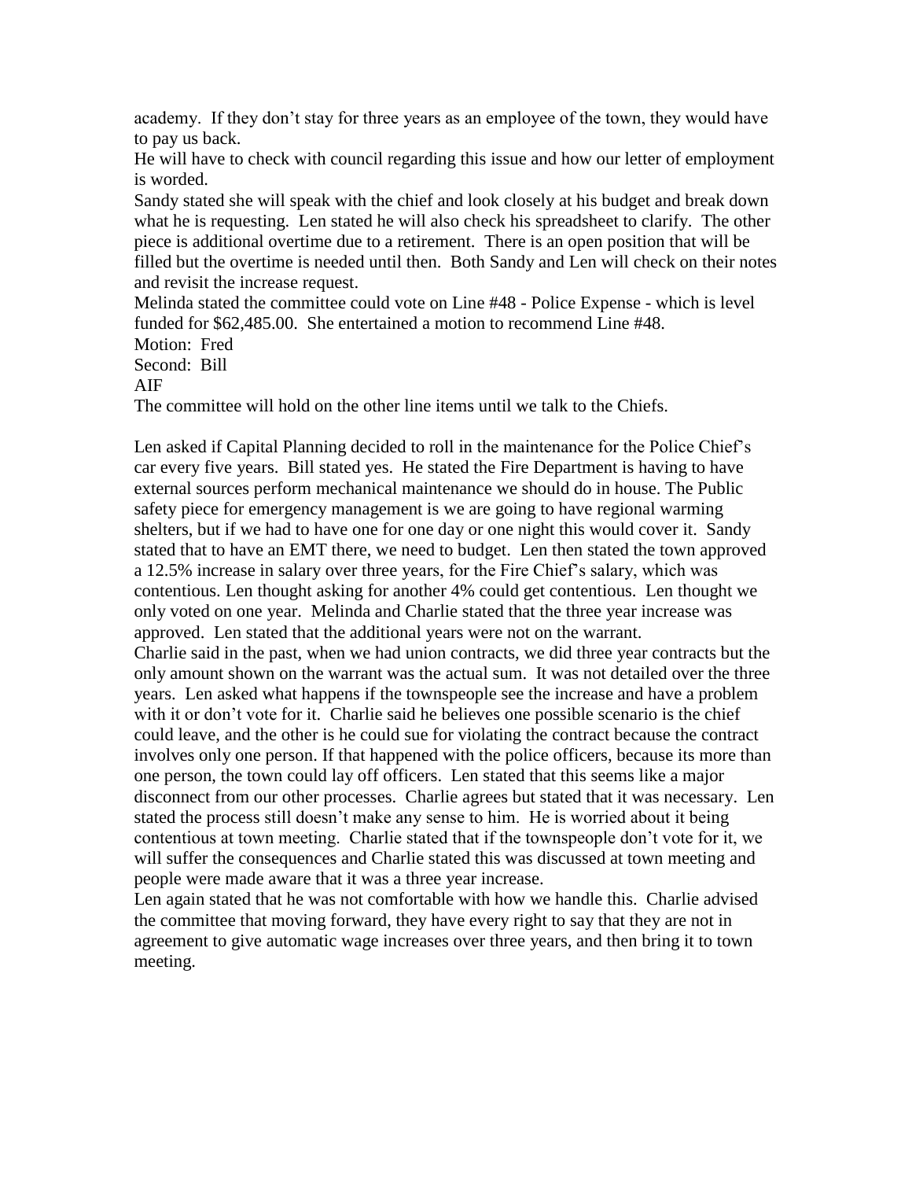academy. If they don't stay for three years as an employee of the town, they would have to pay us back.
He will have to check with council regarding this issue and how our letter of employment is worded.
Sandy stated she will speak with the chief and look closely at his budget and break down what he is requesting. Len stated he will also check his spreadsheet to clarify. The other piece is additional overtime due to a retirement. There is an open position that will be filled but the overtime is needed until then. Both Sandy and Len will check on their notes and revisit the increase request.
Melinda stated the committee could vote on Line #48 - Police Expense - which is level funded for $62,485.00. She entertained a motion to recommend Line #48.
Motion: Fred
Second: Bill
AIF
The committee will hold on the other line items until we talk to the Chiefs.

Len asked if Capital Planning decided to roll in the maintenance for the Police Chief's car every five years. Bill stated yes. He stated the Fire Department is having to have external sources perform mechanical maintenance we should do in house. The Public safety piece for emergency management is we are going to have regional warming shelters, but if we had to have one for one day or one night this would cover it. Sandy stated that to have an EMT there, we need to budget. Len then stated the town approved a 12.5% increase in salary over three years, for the Fire Chief's salary, which was contentious. Len thought asking for another 4% could get contentious. Len thought we only voted on one year. Melinda and Charlie stated that the three year increase was approved. Len stated that the additional years were not on the warrant.
Charlie said in the past, when we had union contracts, we did three year contracts but the only amount shown on the warrant was the actual sum. It was not detailed over the three years. Len asked what happens if the townspeople see the increase and have a problem with it or don't vote for it. Charlie said he believes one possible scenario is the chief could leave, and the other is he could sue for violating the contract because the contract involves only one person. If that happened with the police officers, because its more than one person, the town could lay off officers. Len stated that this seems like a major disconnect from our other processes. Charlie agrees but stated that it was necessary. Len stated the process still doesn't make any sense to him. He is worried about it being contentious at town meeting. Charlie stated that if the townspeople don't vote for it, we will suffer the consequences and Charlie stated this was discussed at town meeting and people were made aware that it was a three year increase.
Len again stated that he was not comfortable with how we handle this. Charlie advised the committee that moving forward, they have every right to say that they are not in agreement to give automatic wage increases over three years, and then bring it to town meeting.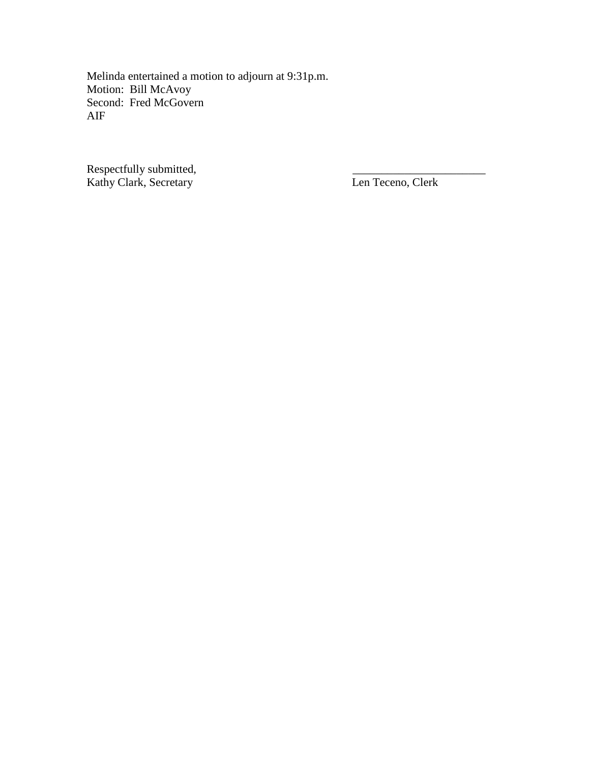Melinda entertained a motion to adjourn at 9:31p.m.
Motion: Bill McAvoy
Second: Fred McGovern
AIF

Respectfully submitted,
Kathy Clark, Secretary

_______________________
Len Teceno, Clerk